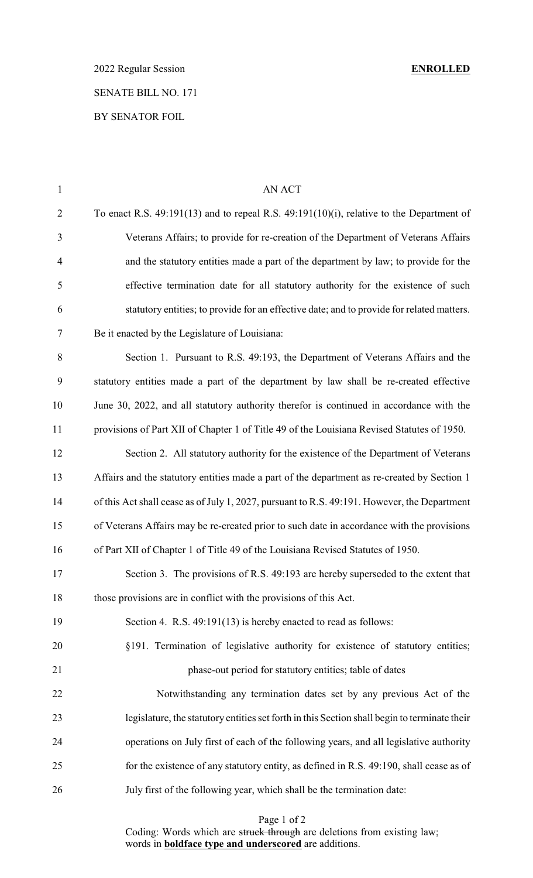2022 Regular Session **ENROLLED**

SENATE BILL NO. 171

BY SENATOR FOIL

AN ACT

To enact R.S. 49:191(13) and to repeal R.S. 49:191(10)(i), relative to the Department of Veterans Affairs; to provide for re-creation of the Department of Veterans Affairs and the statutory entities made a part of the department by law; to provide for the effective termination date for all statutory authority for the existence of such statutory entities; to provide for an effective date; and to provide for related matters.

Be it enacted by the Legislature of Louisiana:

Section 1. Pursuant to R.S. 49:193, the Department of Veterans Affairs and the statutory entities made a part of the department by law shall be re-created effective June 30, 2022, and all statutory authority therefor is continued in accordance with the provisions of Part XII of Chapter 1 of Title 49 of the Louisiana Revised Statutes of 1950.

Section 2. All statutory authority for the existence of the Department of Veterans Affairs and the statutory entities made a part of the department as re-created by Section 1 of this Act shall cease as of July 1, 2027, pursuant to R.S. 49:191. However, the Department of Veterans Affairs may be re-created prior to such date in accordance with the provisions of Part XII of Chapter 1 of Title 49 of the Louisiana Revised Statutes of 1950.

Section 3. The provisions of R.S. 49:193 are hereby superseded to the extent that those provisions are in conflict with the provisions of this Act.

Section 4. R.S. 49:191(13) is hereby enacted to read as follows:

§191. Termination of legislative authority for existence of statutory entities; phase-out period for statutory entities; table of dates

Notwithstanding any termination dates set by any previous Act of the legislature, the statutory entities set forth in this Section shall begin to terminate their operations on July first of each of the following years, and all legislative authority for the existence of any statutory entity, as defined in R.S. 49:190, shall cease as of July first of the following year, which shall be the termination date:

Coding: Words which are ~~struck through~~ are deletions from existing law; words in **boldface type and underscored** are additions.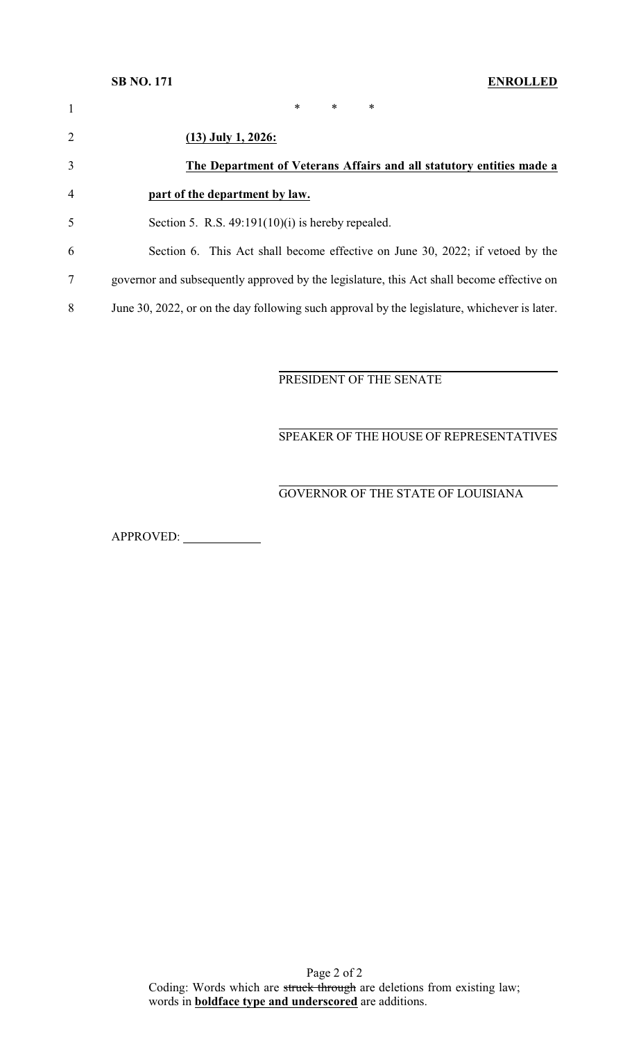SB NO. 171 **ENROLLED**

\* \* \*

**(13) July 1, 2026:**

**The Department of Veterans Affairs and all statutory entities made a part of the department by law.**

Section 5. R.S. 49:191(10)(i) is hereby repealed.

Section 6. This Act shall become effective on June 30, 2022; if vetoed by the governor and subsequently approved by the legislature, this Act shall become effective on June 30, 2022, or on the day following such approval by the legislature, whichever is later.

PRESIDENT OF THE SENATE

SPEAKER OF THE HOUSE OF REPRESENTATIVES

GOVERNOR OF THE STATE OF LOUISIANA

APPROVED: ____________

Coding: Words which are ~~struck through~~ are deletions from existing law; words in **boldface type and underscored** are additions.